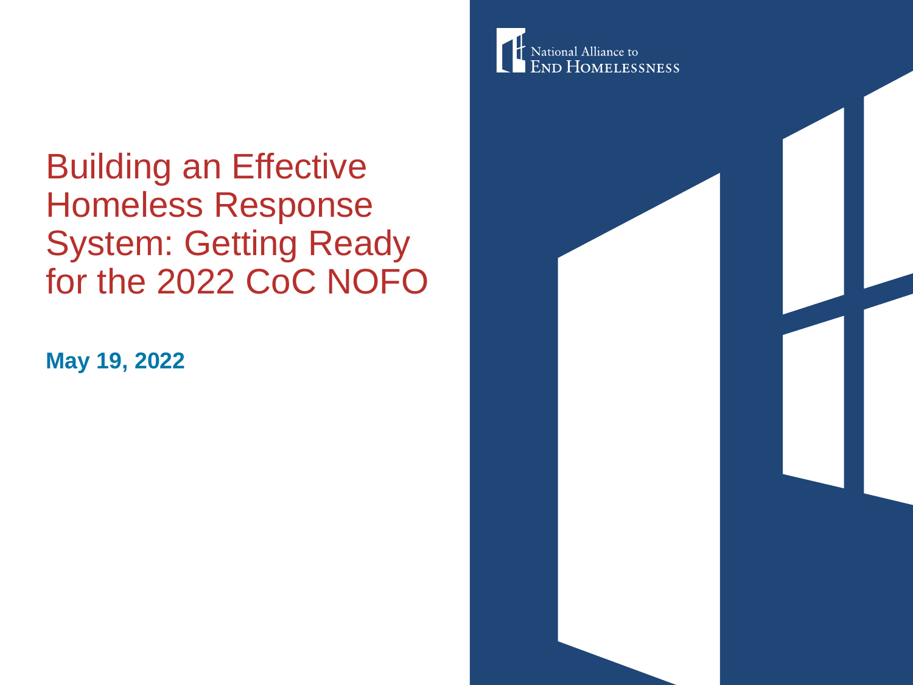National Alliance to End Homelessness

# Building an Effective Homeless Response System: Getting Ready for the 2022 CoC NOFO

**May 19, 2022**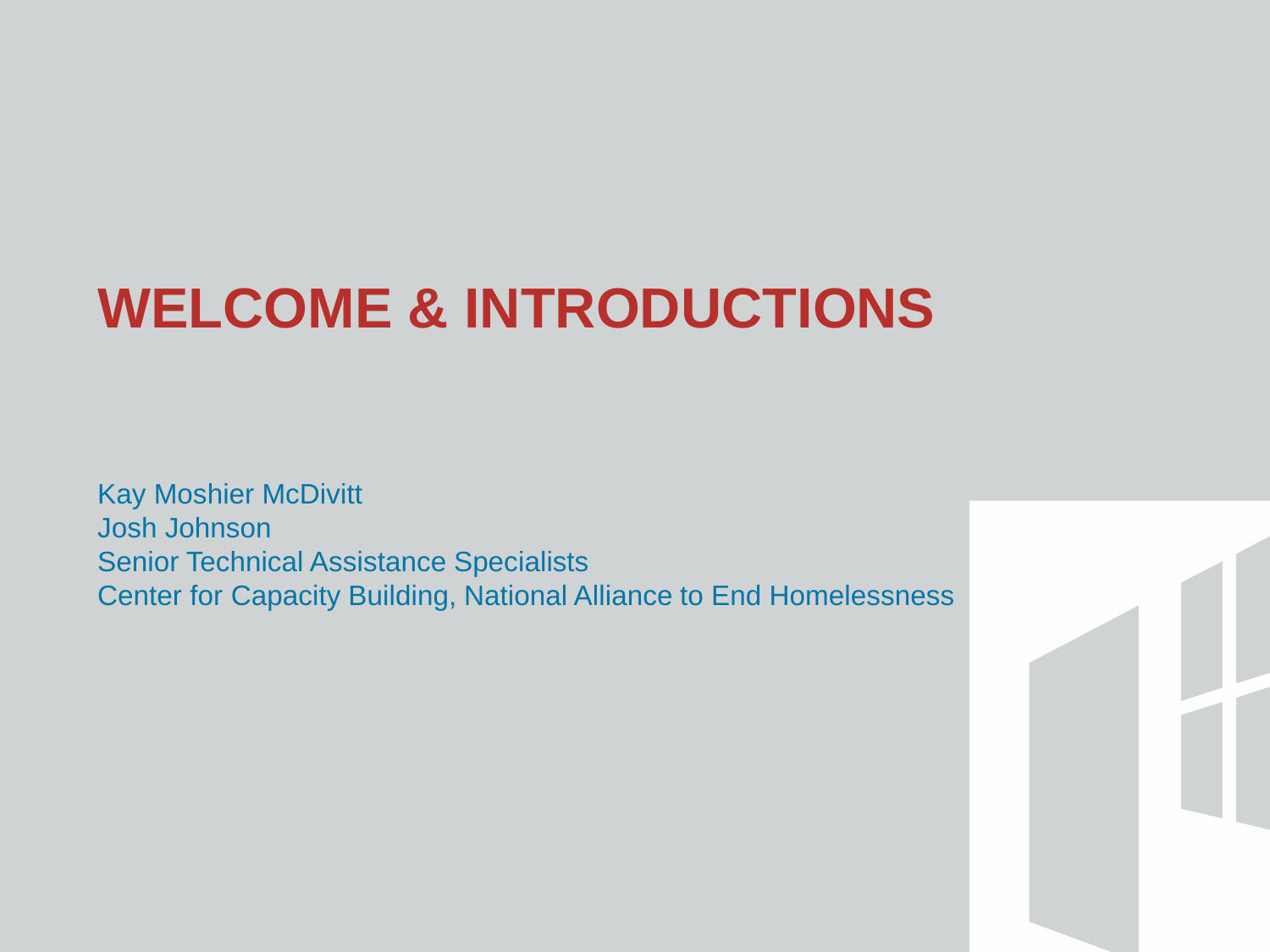# WELCOME & INTRODUCTIONS

Kay Moshier McDivitt
Josh Johnson
Senior Technical Assistance Specialists
Center for Capacity Building, National Alliance to End Homelessness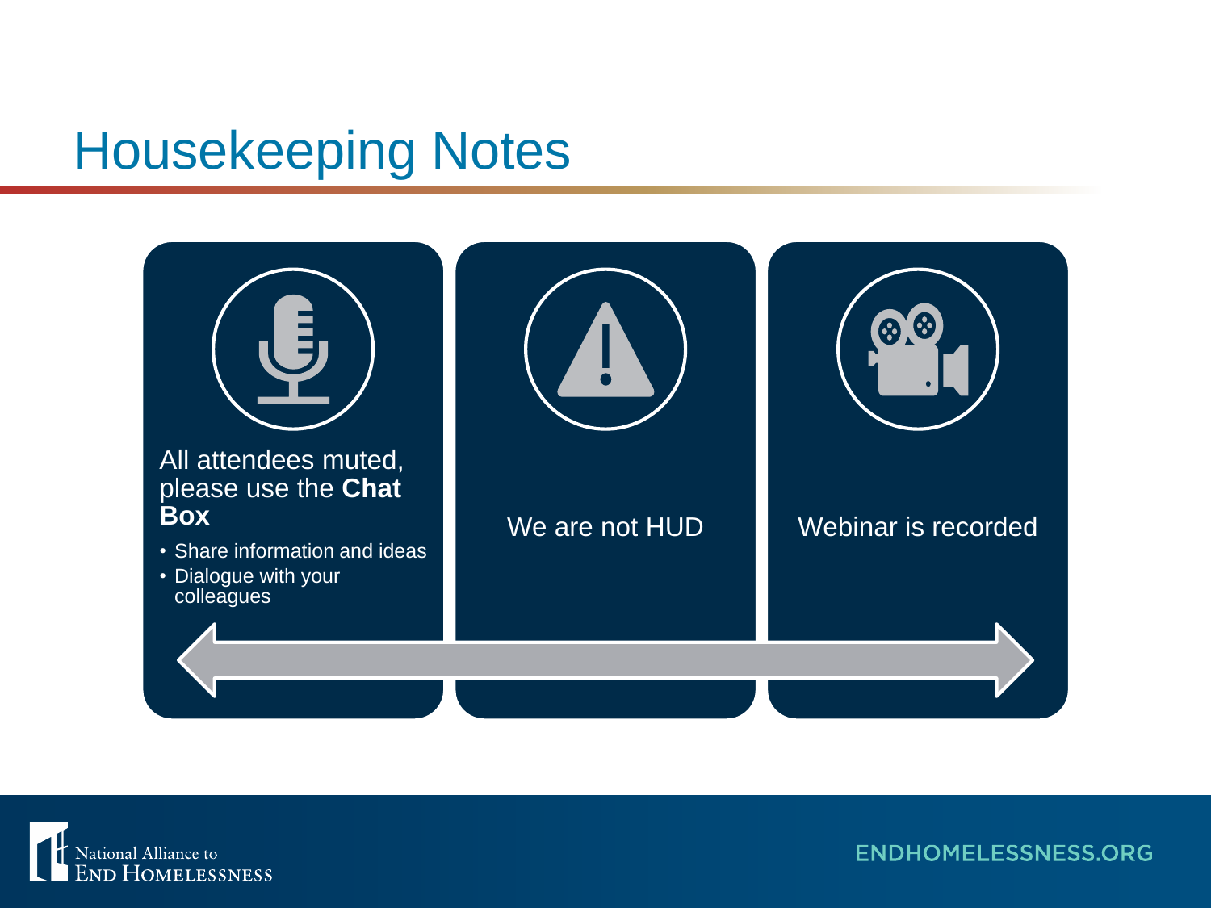# Housekeeping Notes

All attendees muted, please use the **Chat Box**

- Share information and ideas
- Dialogue with your colleagues

We are not HUD

Webinar is recorded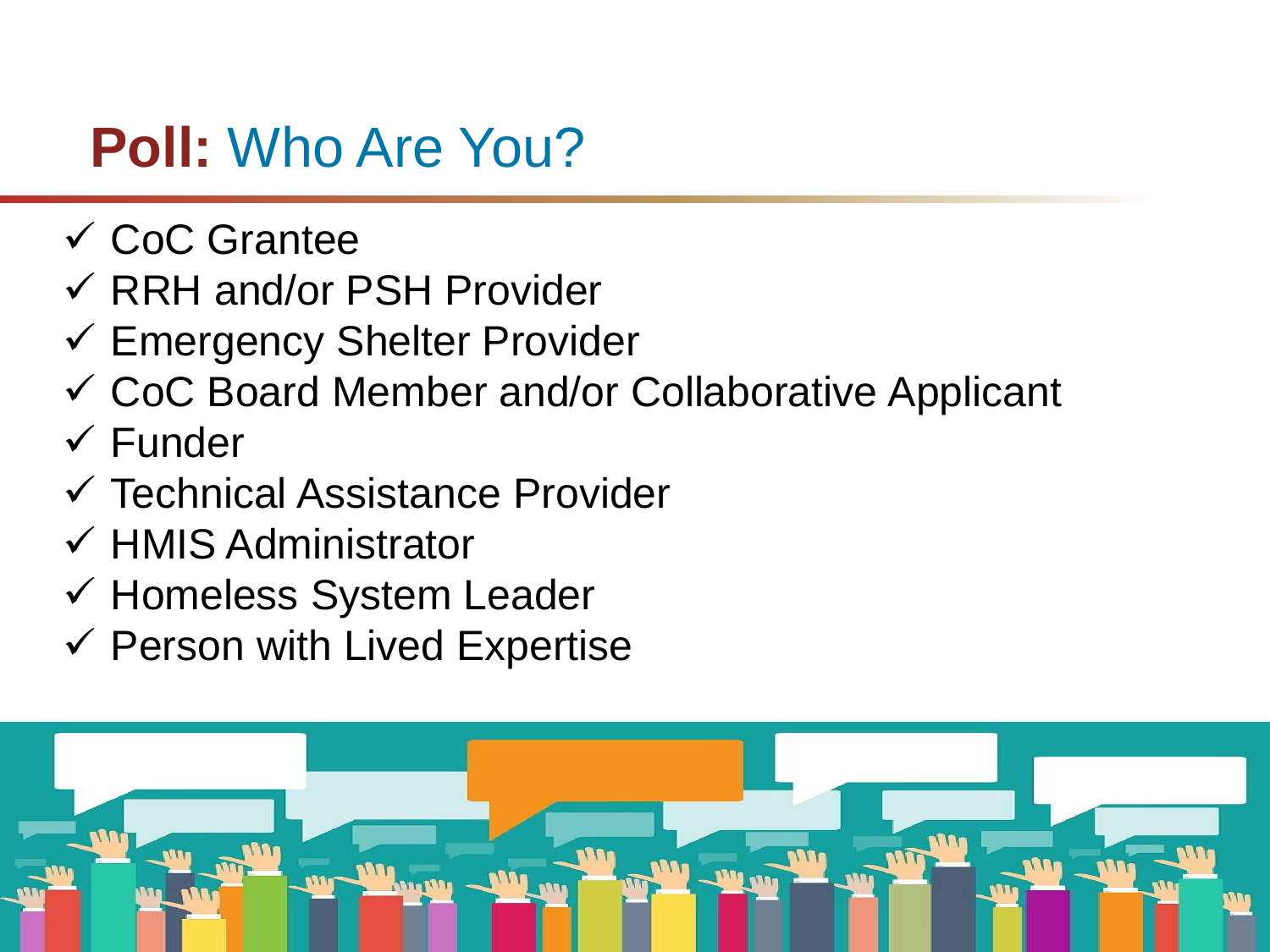# **Poll:** Who Are You?

- ✓ CoC Grantee
- ✓ RRH and/or PSH Provider
- ✓ Emergency Shelter Provider
- ✓ CoC Board Member and/or Collaborative Applicant
- ✓ Funder
- ✓ Technical Assistance Provider
- ✓ HMIS Administrator
- ✓ Homeless System Leader
- ✓ Person with Lived Expertise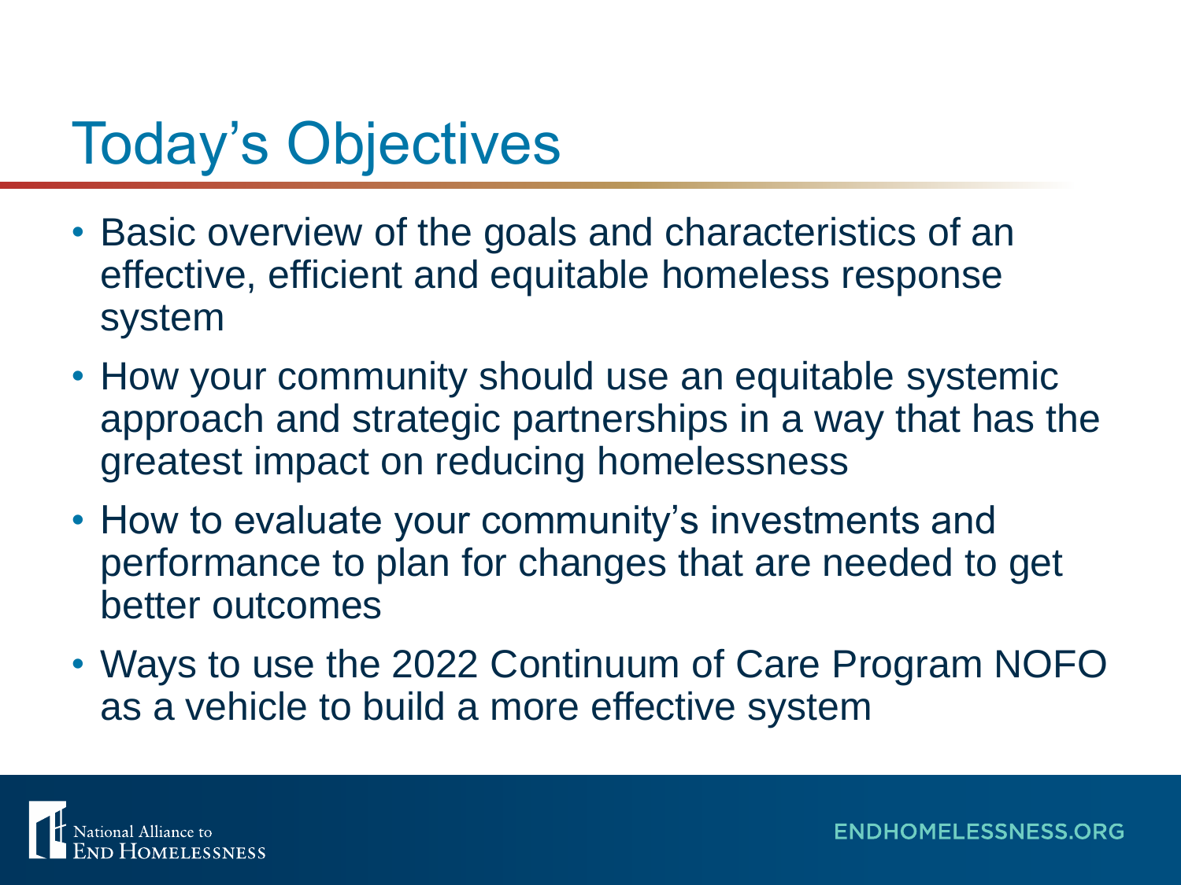# Today's Objectives

- Basic overview of the goals and characteristics of an effective, efficient and equitable homeless response system
- How your community should use an equitable systemic approach and strategic partnerships in a way that has the greatest impact on reducing homelessness
- How to evaluate your community's investments and performance to plan for changes that are needed to get better outcomes
- Ways to use the 2022 Continuum of Care Program NOFO as a vehicle to build a more effective system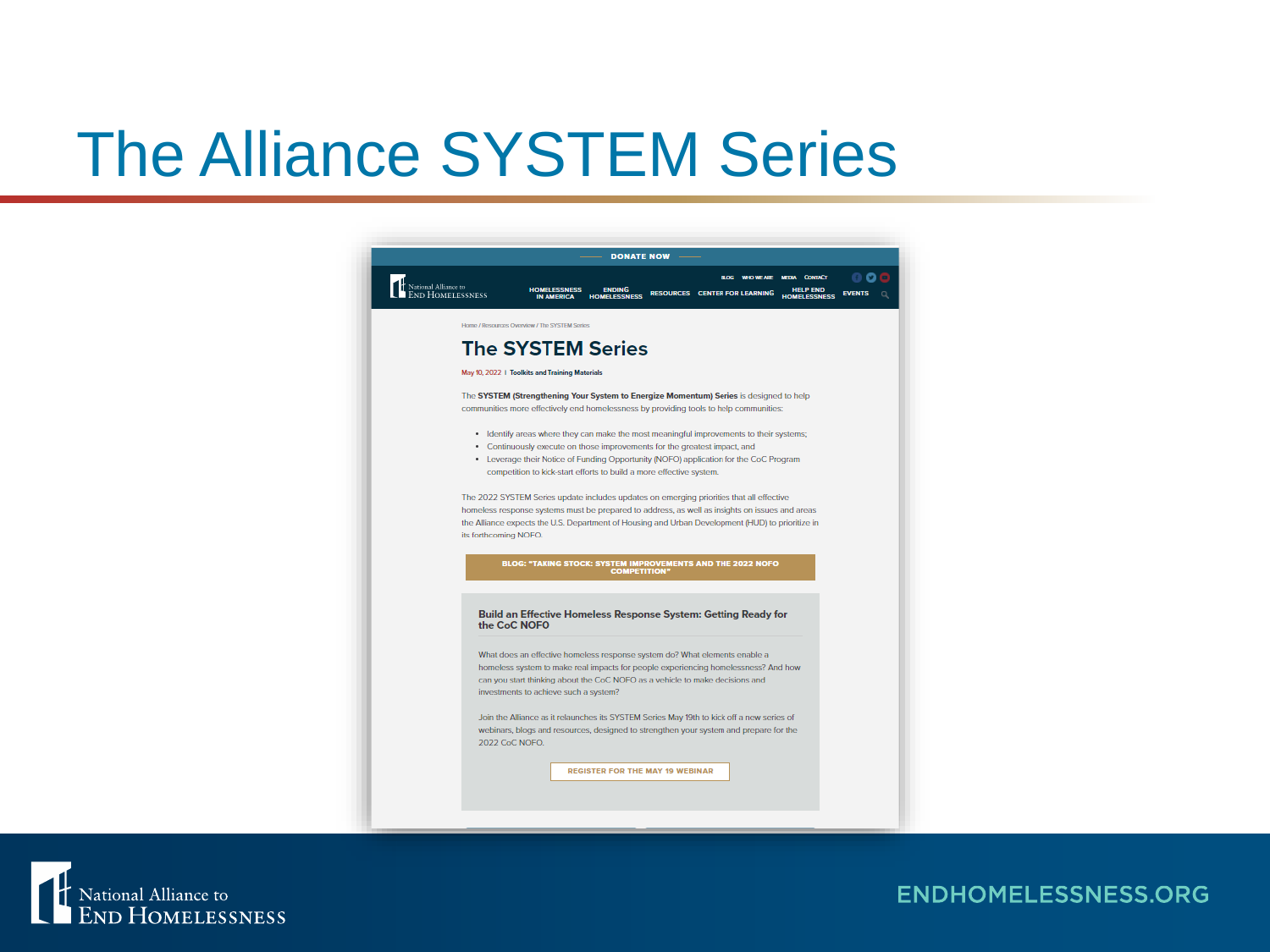# The Alliance SYSTEM Series

DONATE NOW

National Alliance to End Homelessness

BLOG WHO WE ARE MEDIA CONTACT

HOMELESSNESS IN AMERICA | ENDING HOMELESSNESS | RESOURCES | CENTER FOR LEARNING | HELP END HOMELESSNESS | EVENTS

Home / Resources Overview / The SYSTEM Series

## The SYSTEM Series

May 10, 2022 | Toolkits and Training Materials

The **SYSTEM (Strengthening Your System to Energize Momentum) Series** is designed to help communities more effectively end homelessness by providing tools to help communities:

- Identify areas where they can make the most meaningful improvements to their systems;
- Continuously execute on those improvements for the greatest impact, and
- Leverage their Notice of Funding Opportunity (NOFO) application for the CoC Program competition to kick-start efforts to build a more effective system.

The 2022 SYSTEM Series update includes updates on emerging priorities that all effective homeless response systems must be prepared to address, as well as insights on issues and areas the Alliance expects the U.S. Department of Housing and Urban Development (HUD) to prioritize in its forthcoming NOFO.

BLOG: "TAKING STOCK: SYSTEM IMPROVEMENTS AND THE 2022 NOFO COMPETITION"

### Build an Effective Homeless Response System: Getting Ready for the CoC NOFO

What does an effective homeless response system do? What elements enable a homeless system to make real impacts for people experiencing homelessness? And how can you start thinking about the CoC NOFO as a vehicle to make decisions and investments to achieve such a system?

Join the Alliance as it relaunches its SYSTEM Series May 19th to kick off a new series of webinars, blogs and resources, designed to strengthen your system and prepare for the 2022 CoC NOFO.

REGISTER FOR THE MAY 19 WEBINAR

National Alliance to End Homelessness

ENDHOMELESSNESS.ORG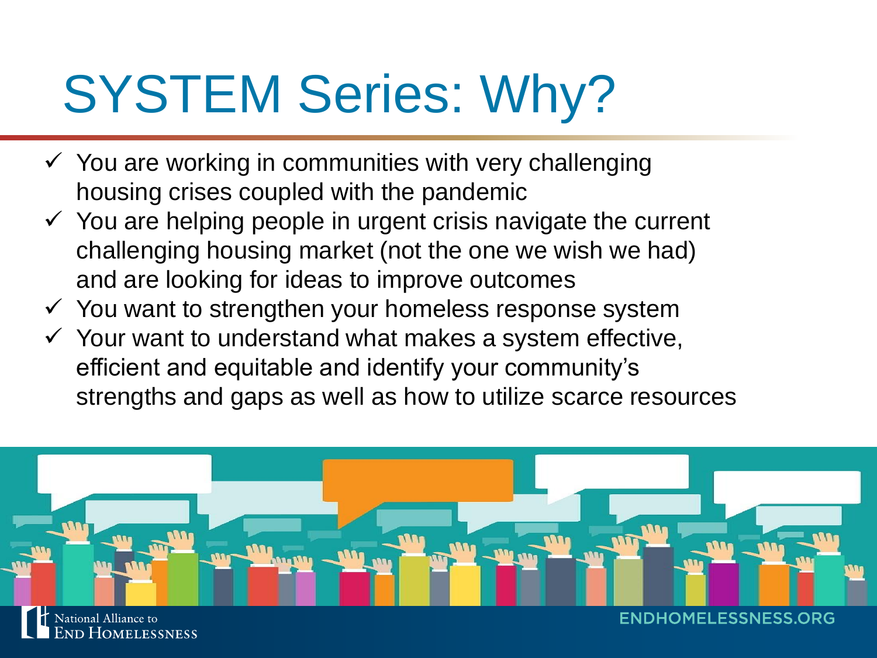# SYSTEM Series: Why?

- ✓ You are working in communities with very challenging housing crises coupled with the pandemic
- ✓ You are helping people in urgent crisis navigate the current challenging housing market (not the one we wish we had) and are looking for ideas to improve outcomes
- ✓ You want to strengthen your homeless response system
- ✓ Your want to understand what makes a system effective, efficient and equitable and identify your community's strengths and gaps as well as how to utilize scarce resources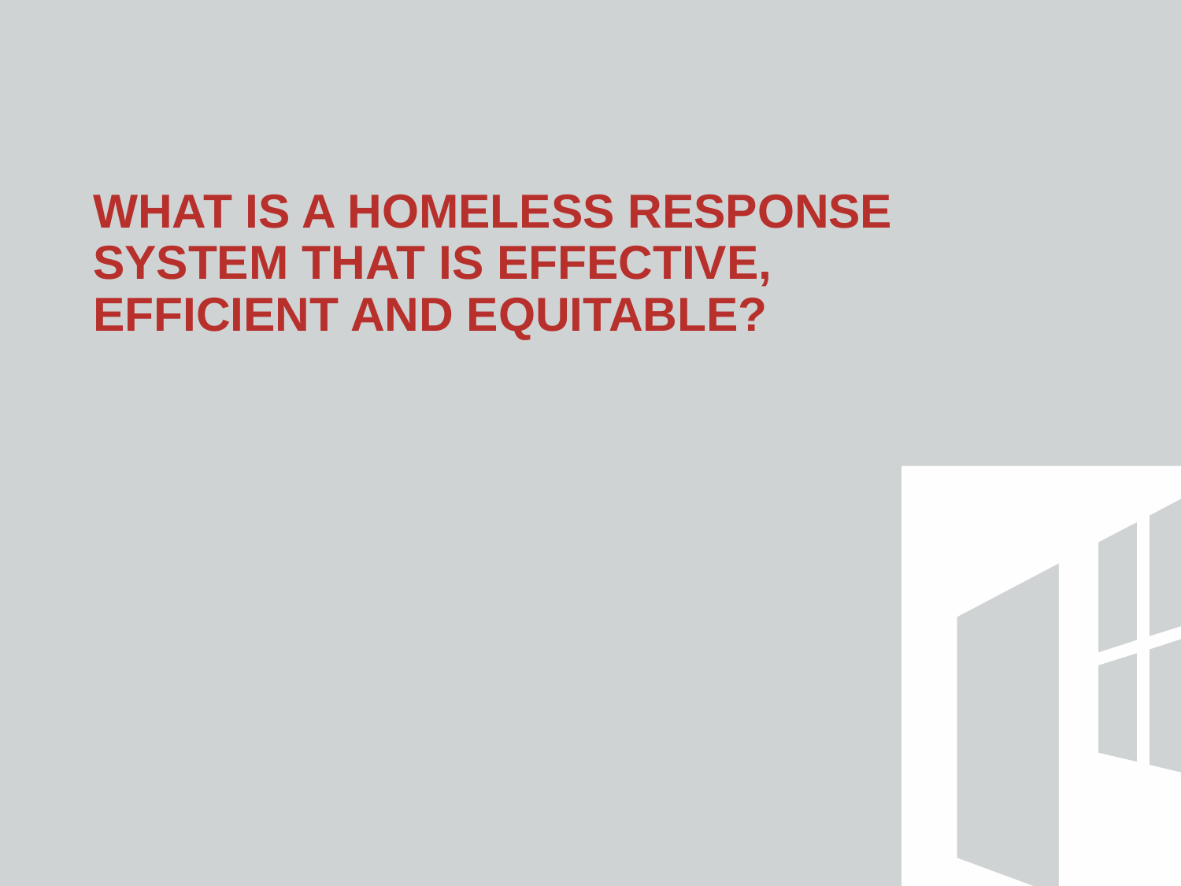# WHAT IS A HOMELESS RESPONSE SYSTEM THAT IS EFFECTIVE, EFFICIENT AND EQUITABLE?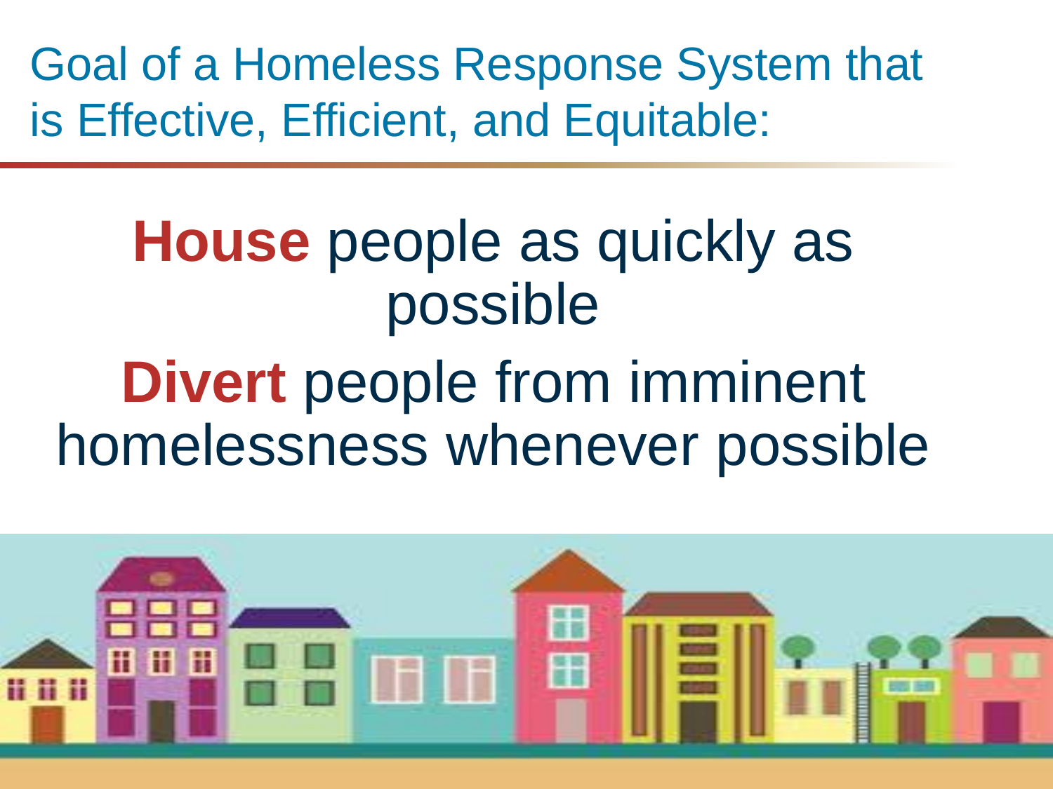# Goal of a Homeless Response System that is Effective, Efficient, and Equitable:

**House** people as quickly as possible

**Divert** people from imminent homelessness whenever possible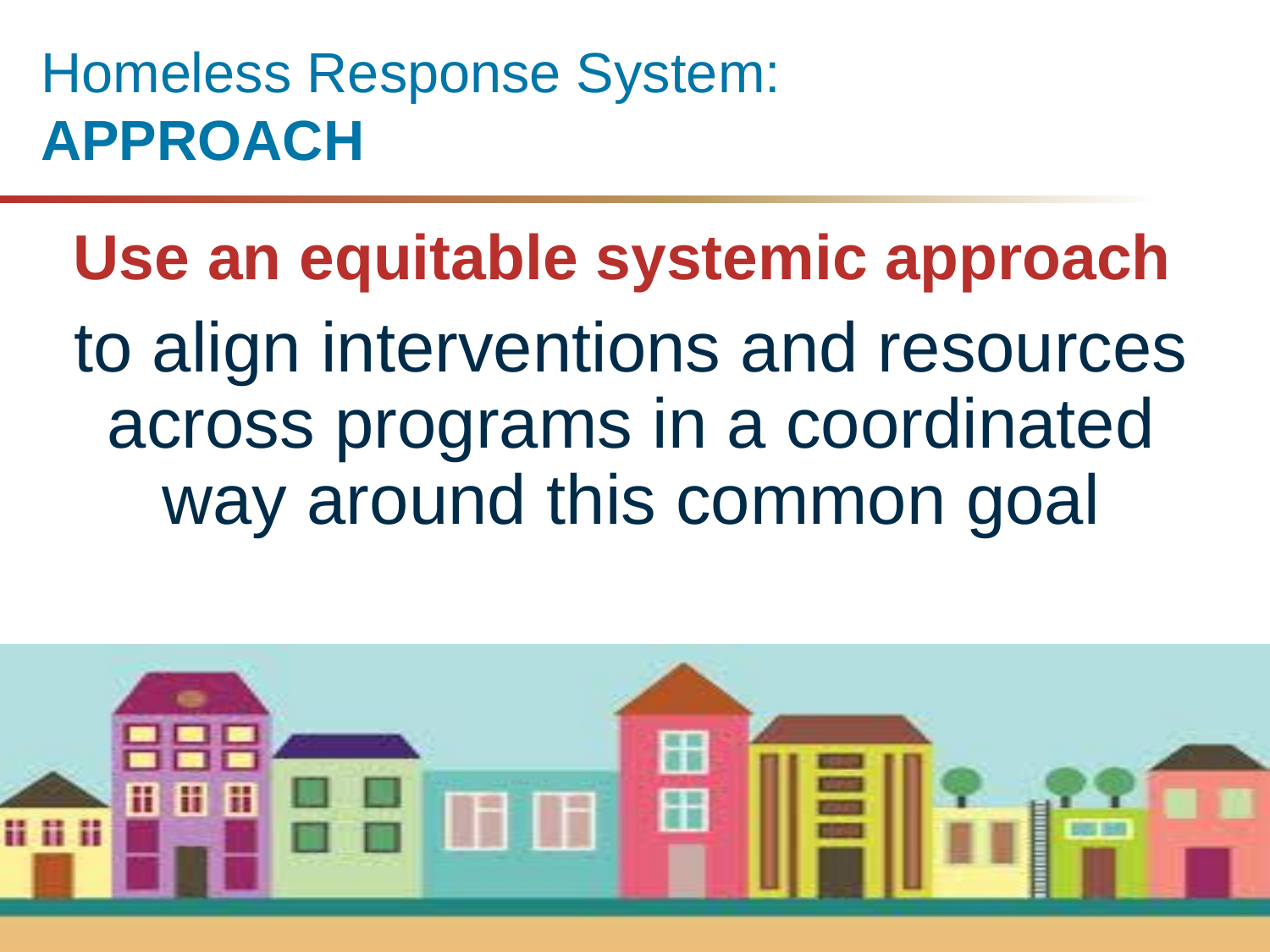# Homeless Response System: **APPROACH**

**Use an equitable systemic approach**

to align interventions and resources across programs in a coordinated way around this common goal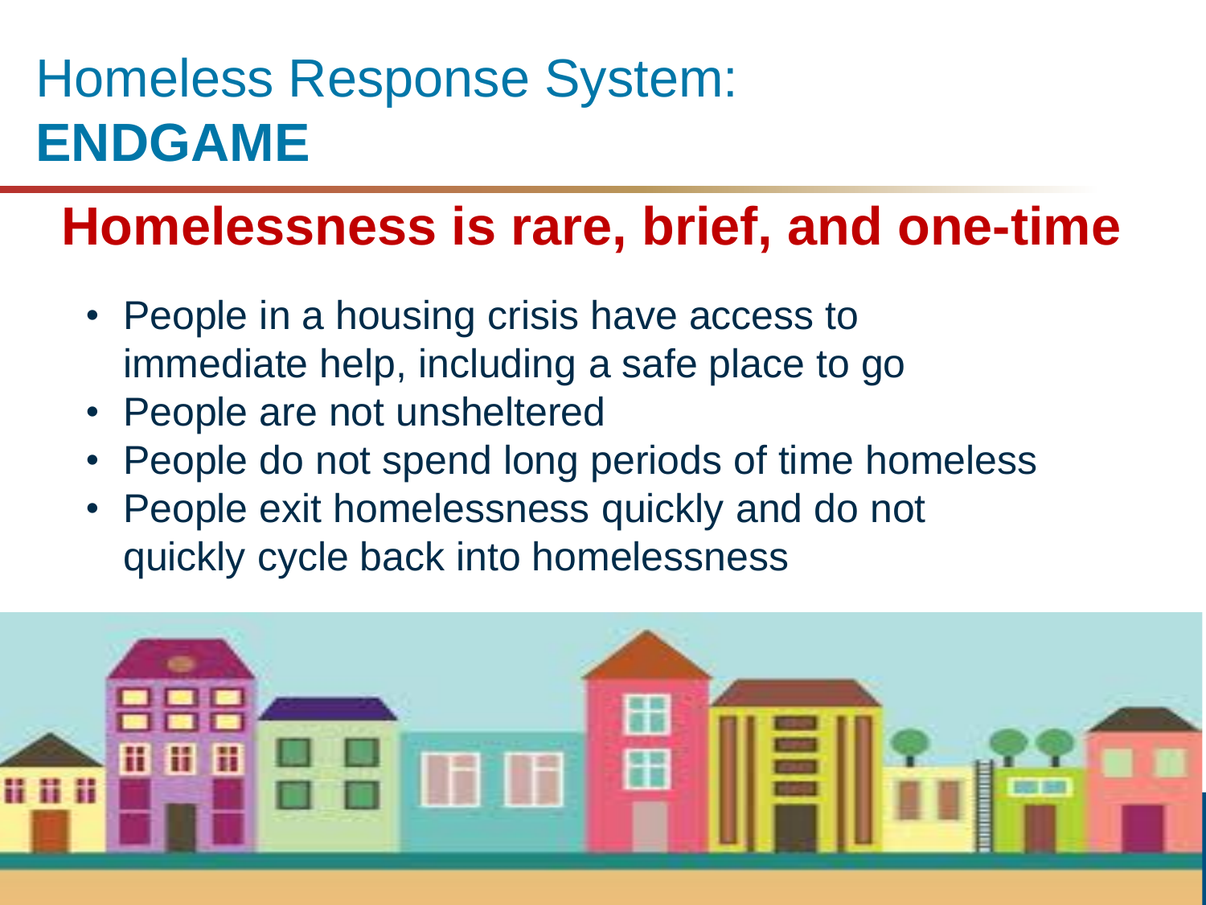# Homeless Response System: **ENDGAME**

## Homelessness is rare, brief, and one-time

- People in a housing crisis have access to immediate help, including a safe place to go
- People are not unsheltered
- People do not spend long periods of time homeless
- People exit homelessness quickly and do not quickly cycle back into homelessness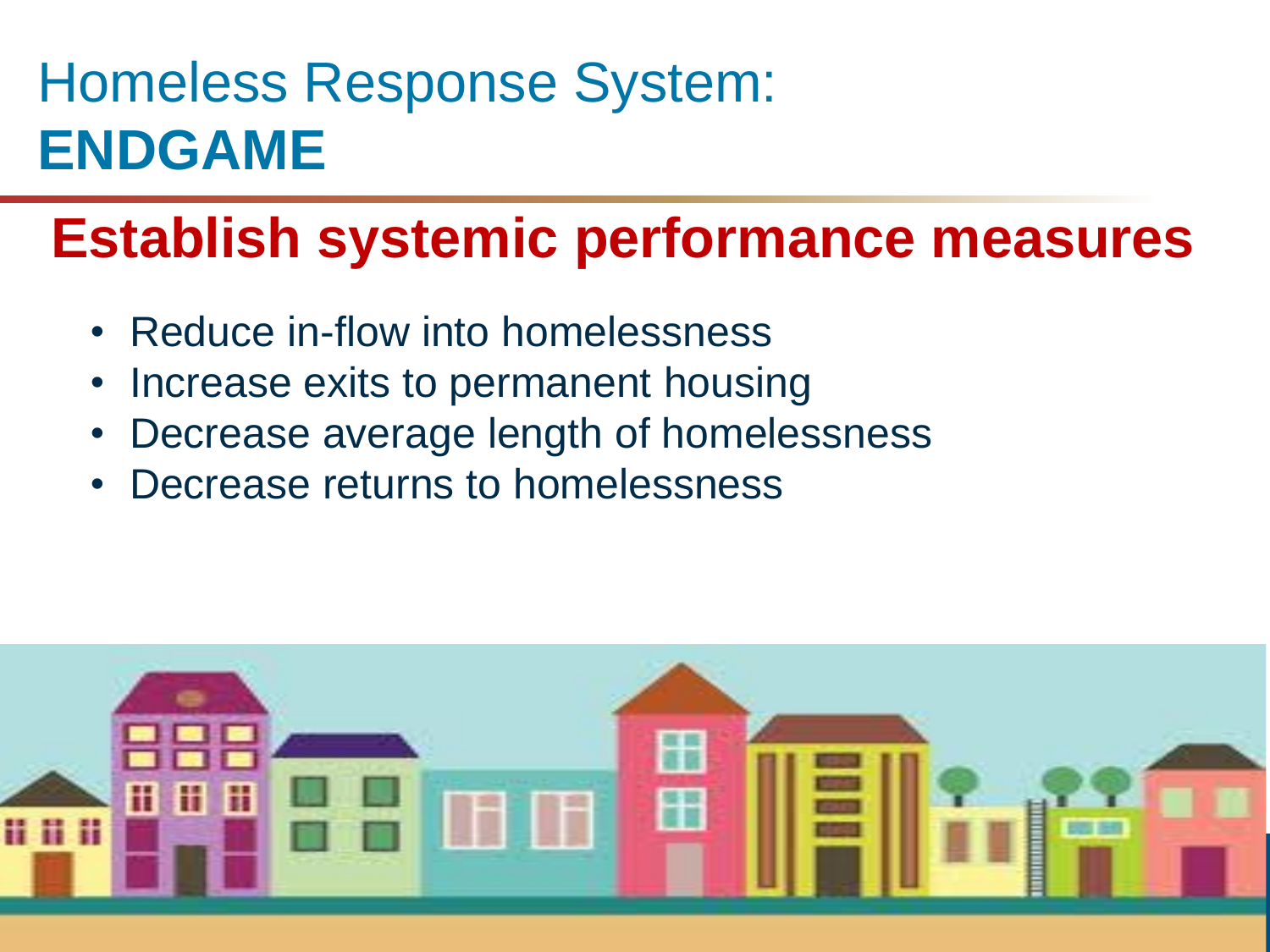# Homeless Response System: **ENDGAME**

## Establish systemic performance measures

- Reduce in-flow into homelessness
- Increase exits to permanent housing
- Decrease average length of homelessness
- Decrease returns to homelessness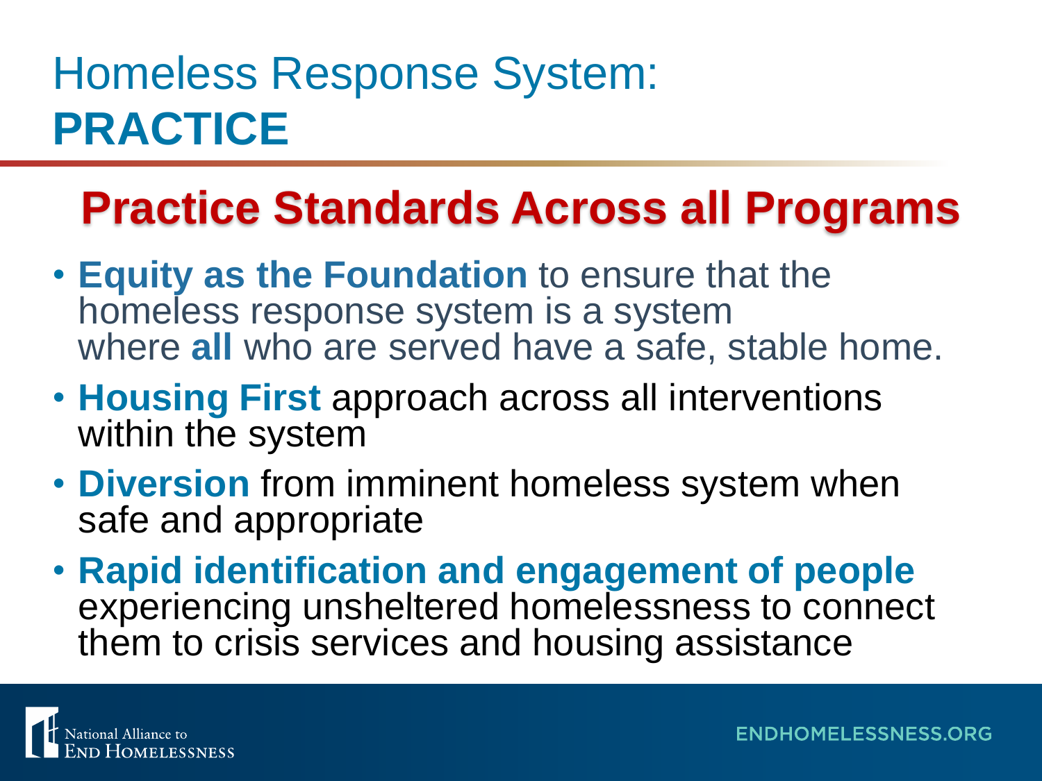# Homeless Response System: **PRACTICE**

## Practice Standards Across all Programs

- **Equity as the Foundation** to ensure that the homeless response system is a system where **all** who are served have a safe, stable home.
- **Housing First** approach across all interventions within the system
- **Diversion** from imminent homeless system when safe and appropriate
- **Rapid identification and engagement of people** experiencing unsheltered homelessness to connect them to crisis services and housing assistance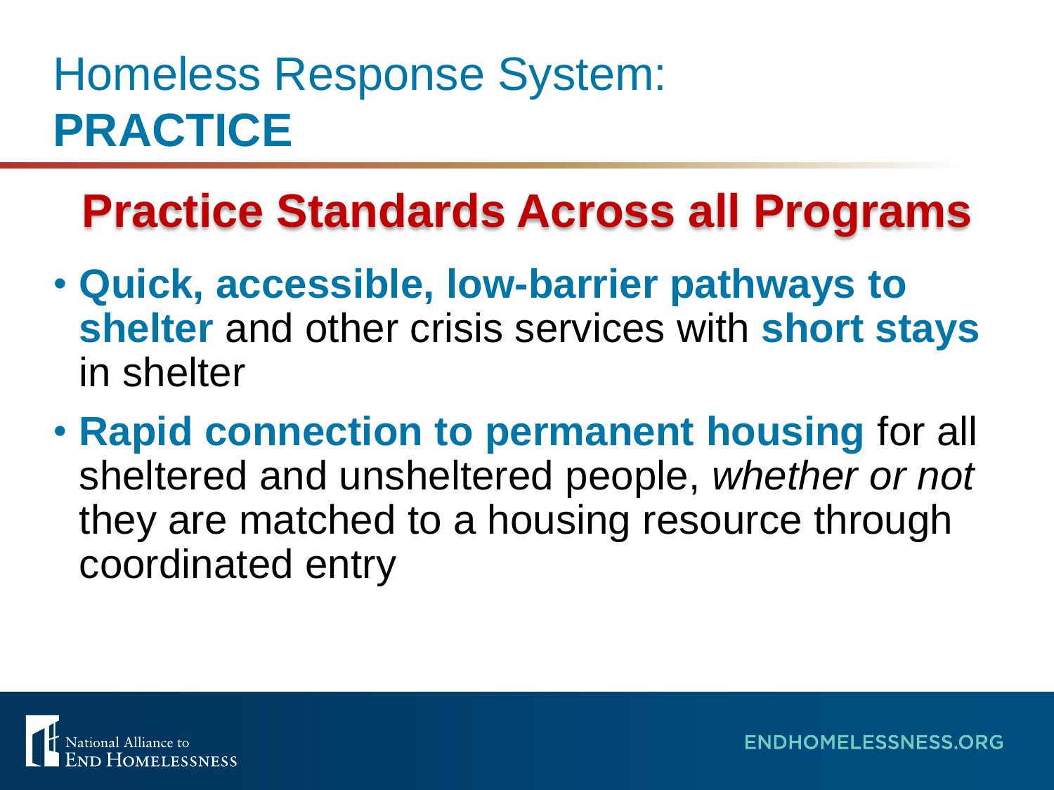# Homeless Response System: **PRACTICE**

## Practice Standards Across all Programs

- **Quick, accessible, low-barrier pathways to shelter** and other crisis services with **short stays** in shelter
- **Rapid connection to permanent housing** for all sheltered and unsheltered people, *whether or not* they are matched to a housing resource through coordinated entry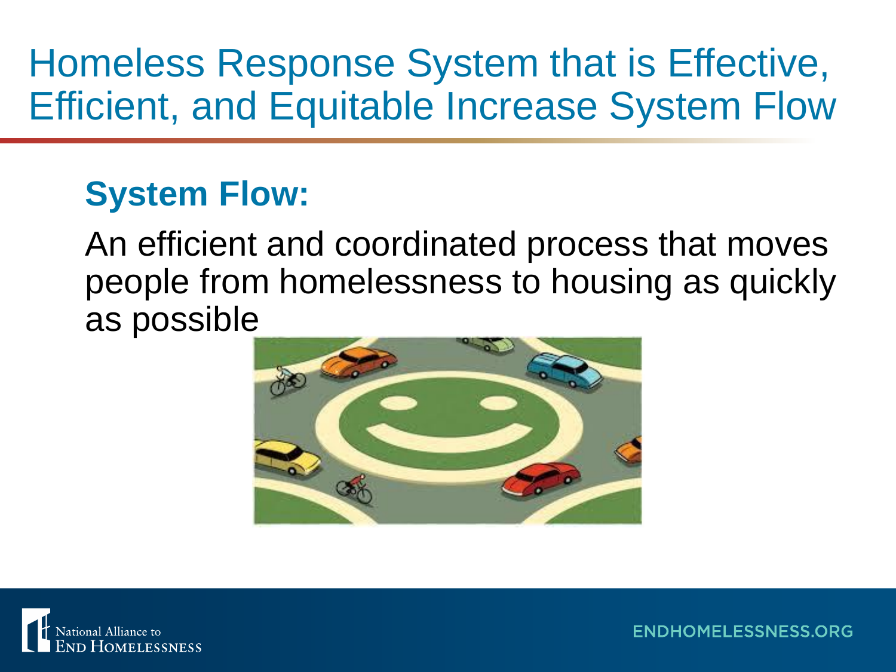# Homeless Response System that is Effective, Efficient, and Equitable Increase System Flow

## System Flow:

An efficient and coordinated process that moves people from homelessness to housing as quickly as possible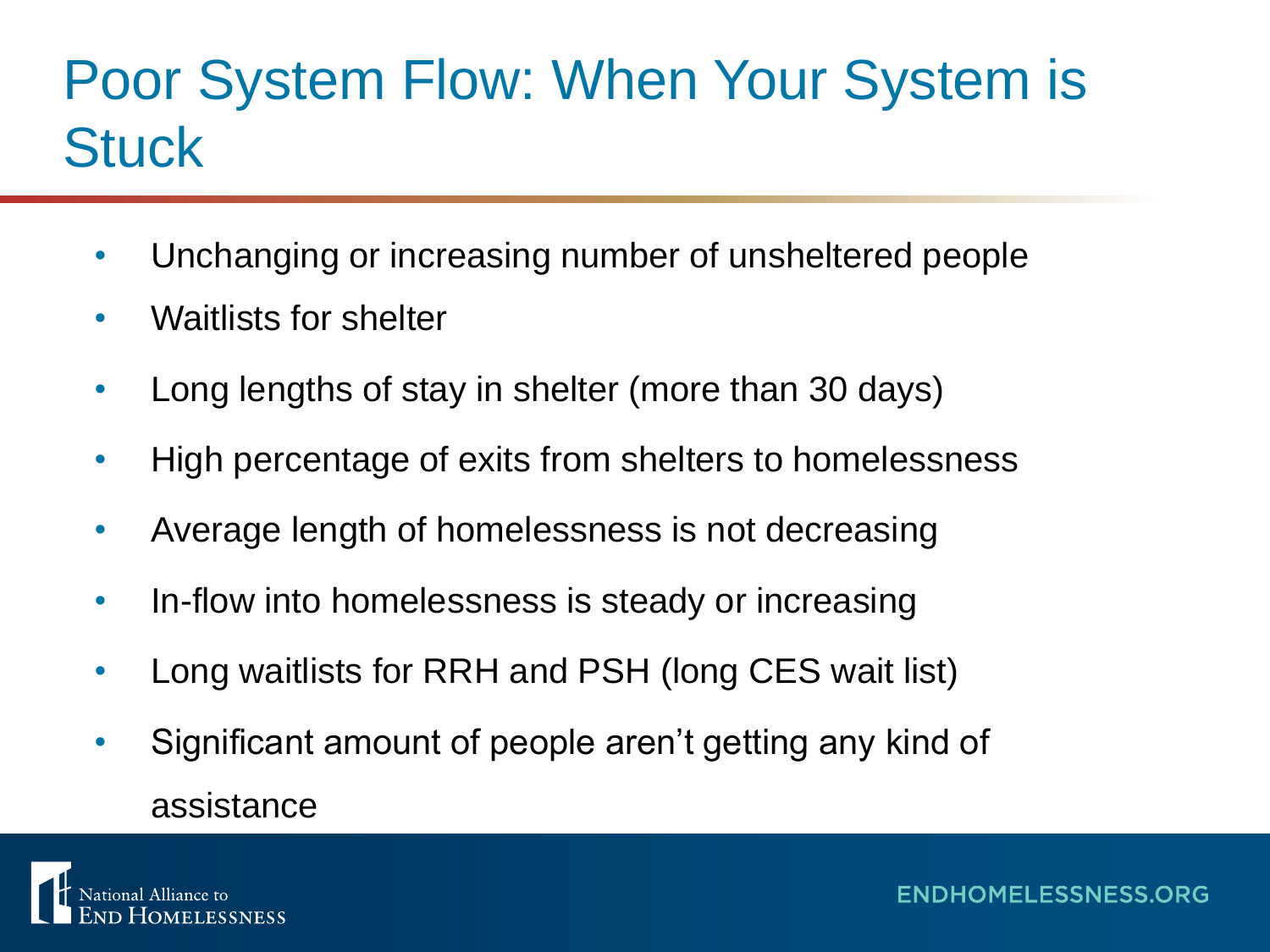# Poor System Flow: When Your System is Stuck

- Unchanging or increasing number of unsheltered people
- Waitlists for shelter
- Long lengths of stay in shelter (more than 30 days)
- High percentage of exits from shelters to homelessness
- Average length of homelessness is not decreasing
- In-flow into homelessness is steady or increasing
- Long waitlists for RRH and PSH (long CES wait list)
- Significant amount of people aren't getting any kind of assistance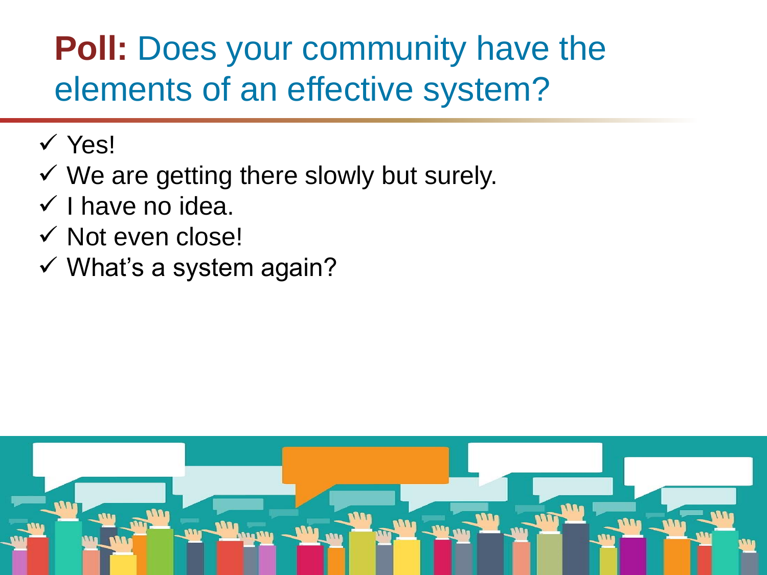# **Poll:** Does your community have the elements of an effective system?

- ✓ Yes!
- ✓ We are getting there slowly but surely.
- ✓ I have no idea.
- ✓ Not even close!
- ✓ What's a system again?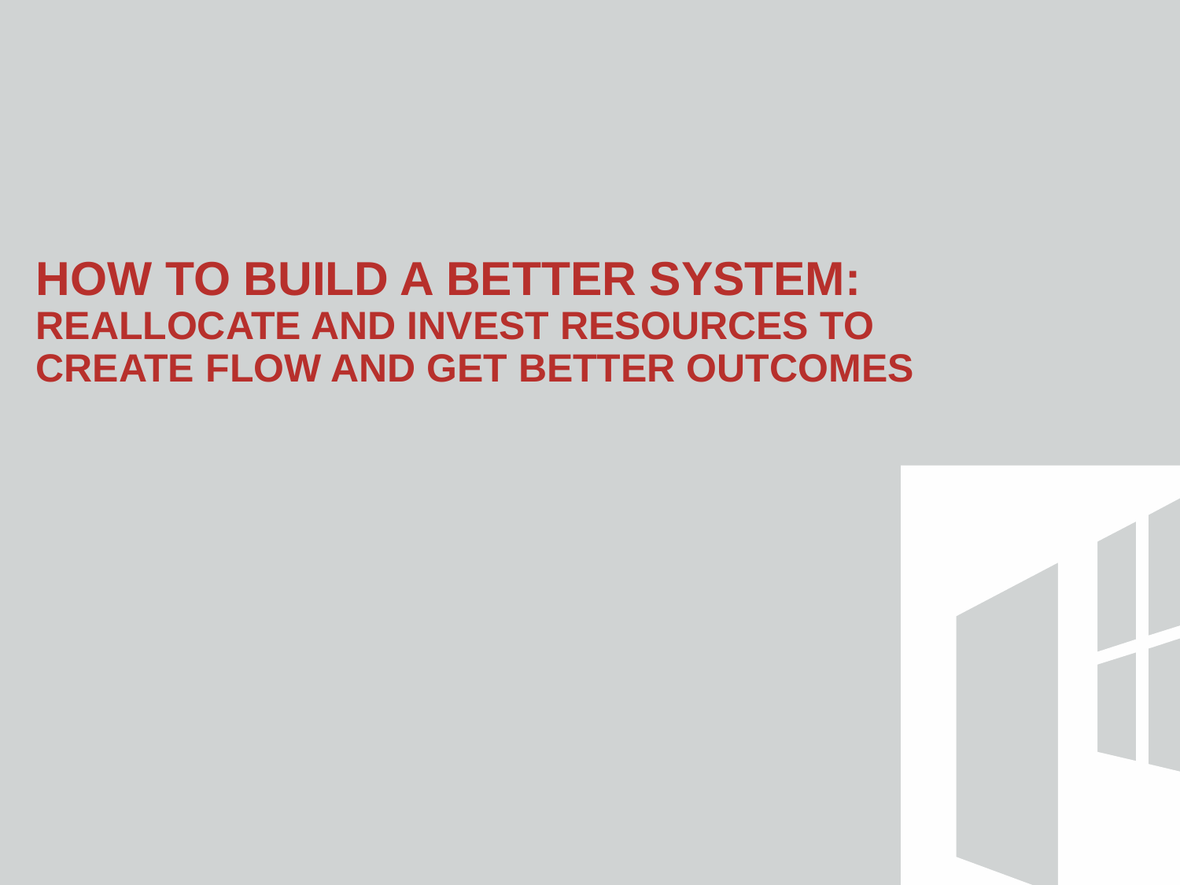# HOW TO BUILD A BETTER SYSTEM:

## REALLOCATE AND INVEST RESOURCES TO CREATE FLOW AND GET BETTER OUTCOMES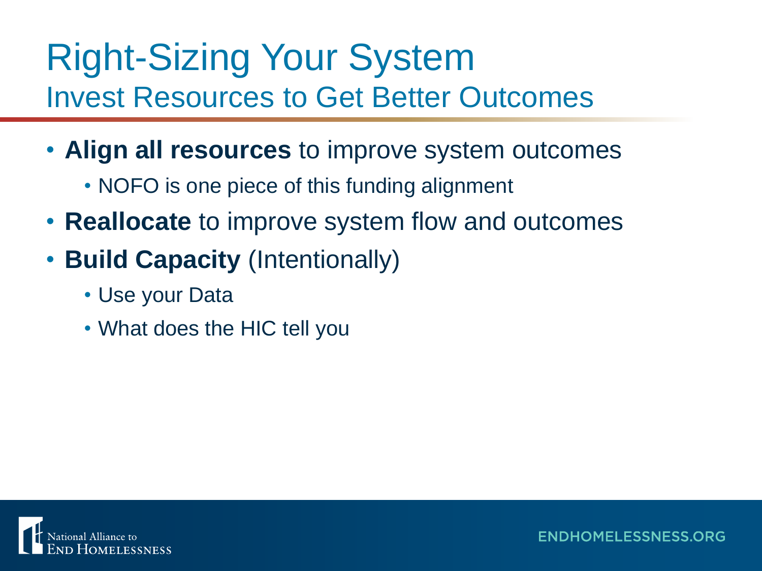# Right-Sizing Your System

## Invest Resources to Get Better Outcomes

- **Align all resources** to improve system outcomes
  - NOFO is one piece of this funding alignment
- **Reallocate** to improve system flow and outcomes
- **Build Capacity** (Intentionally)
  - Use your Data
  - What does the HIC tell you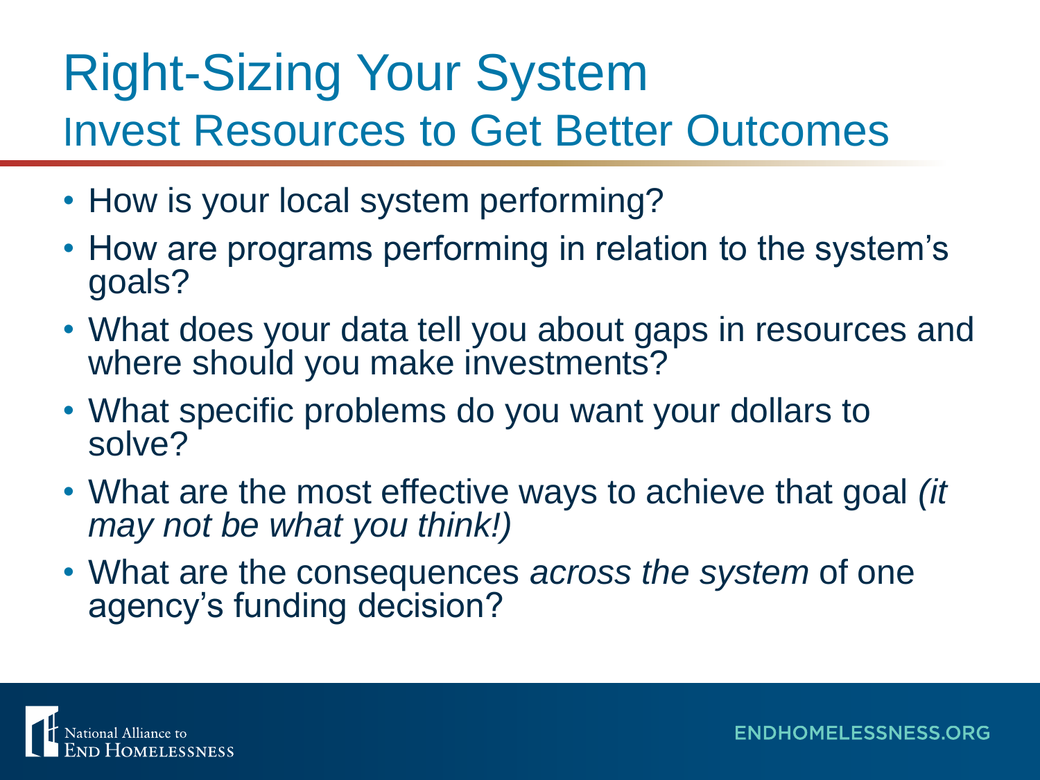# Right-Sizing Your System

## Invest Resources to Get Better Outcomes

- How is your local system performing?
- How are programs performing in relation to the system's goals?
- What does your data tell you about gaps in resources and where should you make investments?
- What specific problems do you want your dollars to solve?
- What are the most effective ways to achieve that goal *(it may not be what you think!)*
- What are the consequences *across the system* of one agency's funding decision?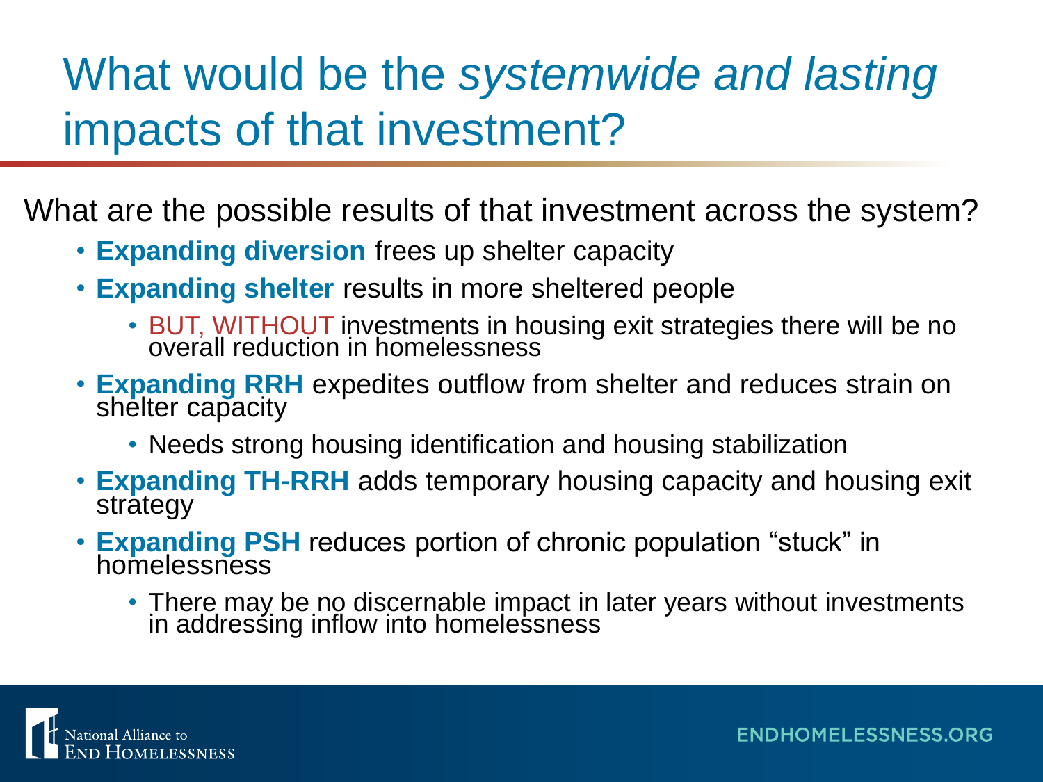# What would be the *systemwide and lasting* impacts of that investment?

What are the possible results of that investment across the system?

- **Expanding diversion** frees up shelter capacity
- **Expanding shelter** results in more sheltered people
  - BUT, WITHOUT investments in housing exit strategies there will be no overall reduction in homelessness
- **Expanding RRH** expedites outflow from shelter and reduces strain on shelter capacity
  - Needs strong housing identification and housing stabilization
- **Expanding TH-RRH** adds temporary housing capacity and housing exit strategy
- **Expanding PSH** reduces portion of chronic population "stuck" in homelessness
  - There may be no discernable impact in later years without investments in addressing inflow into homelessness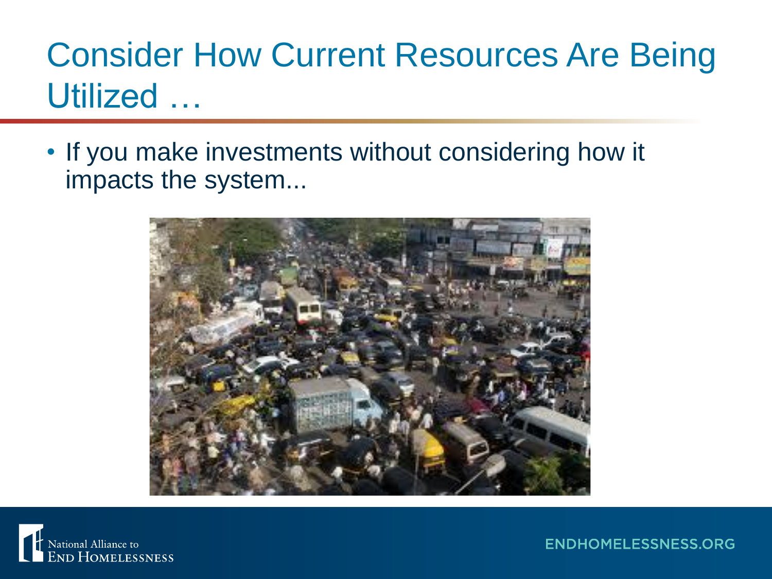# Consider How Current Resources Are Being Utilized …

- If you make investments without considering how it impacts the system...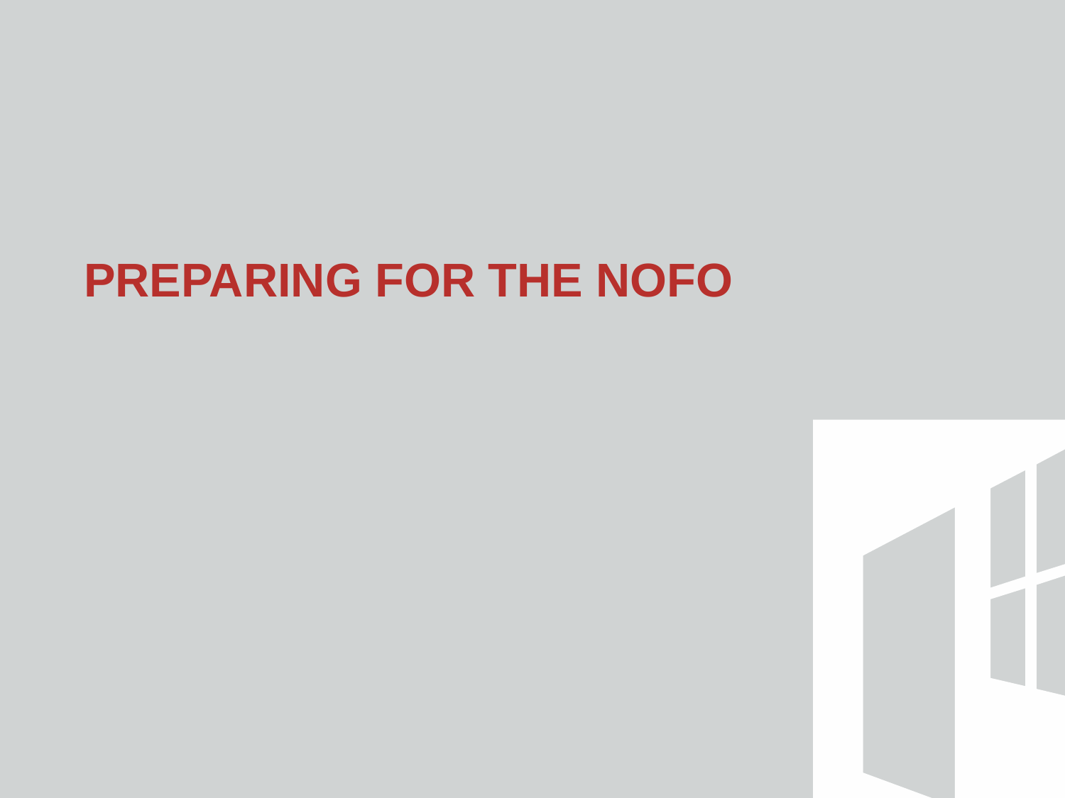# PREPARING FOR THE NOFO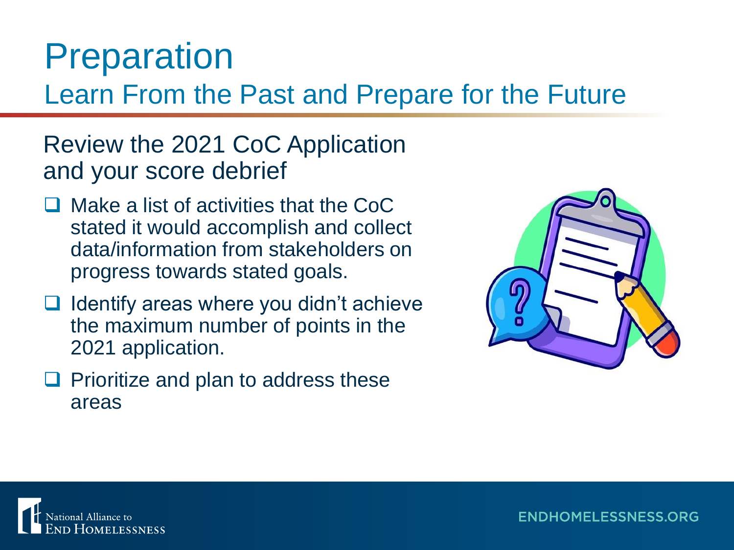# Preparation

## Learn From the Past and Prepare for the Future

### Review the 2021 CoC Application and your score debrief

- ❑ Make a list of activities that the CoC stated it would accomplish and collect data/information from stakeholders on progress towards stated goals.
- ❑ Identify areas where you didn't achieve the maximum number of points in the 2021 application.
- ❑ Prioritize and plan to address these areas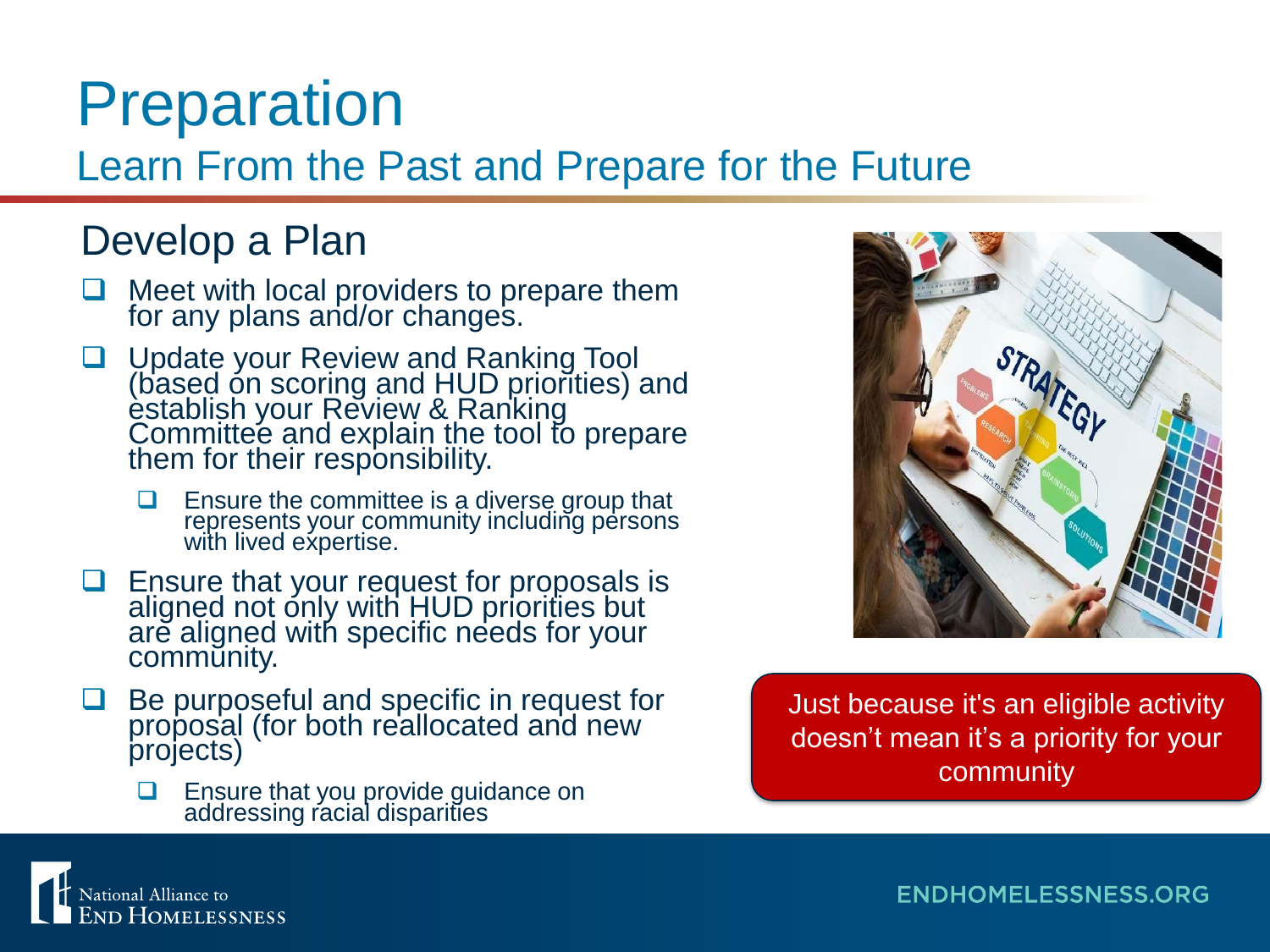# Preparation

## Learn From the Past and Prepare for the Future

### Develop a Plan

- Meet with local providers to prepare them for any plans and/or changes.
- Update your Review and Ranking Tool (based on scoring and HUD priorities) and establish your Review & Ranking Committee and explain the tool to prepare them for their responsibility.
  - Ensure the committee is a diverse group that represents your community including persons with lived expertise.
- Ensure that your request for proposals is aligned not only with HUD priorities but are aligned with specific needs for your community.
- Be purposeful and specific in request for proposal (for both reallocated and new projects)
  - Ensure that you provide guidance on addressing racial disparities

Just because it's an eligible activity doesn't mean it's a priority for your community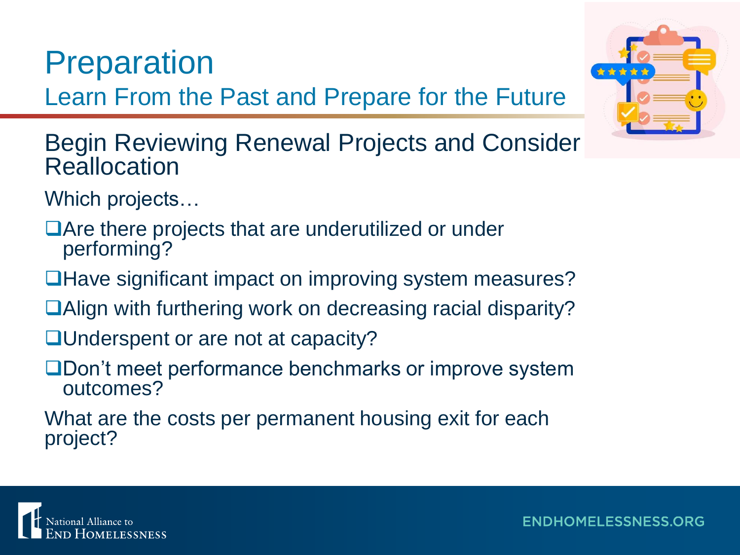# Preparation

## Learn From the Past and Prepare for the Future

### Begin Reviewing Renewal Projects and Consider Reallocation

Which projects…

- ❑ Are there projects that are underutilized or under performing?
- ❑ Have significant impact on improving system measures?
- ❑ Align with furthering work on decreasing racial disparity?
- ❑ Underspent or are not at capacity?
- ❑ Don't meet performance benchmarks or improve system outcomes?

What are the costs per permanent housing exit for each project?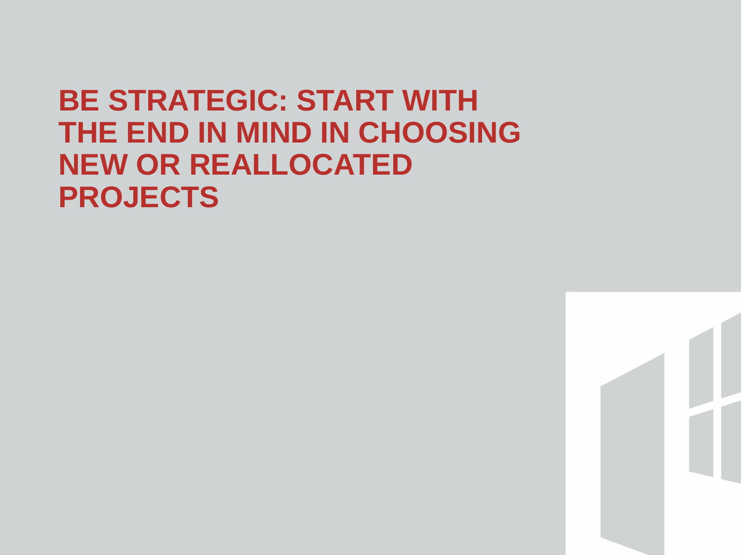# BE STRATEGIC: START WITH THE END IN MIND IN CHOOSING NEW OR REALLOCATED PROJECTS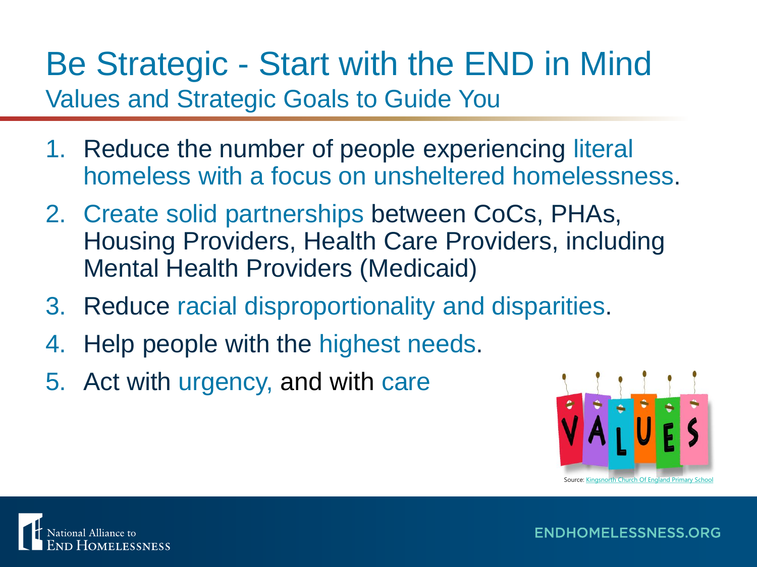# Be Strategic - Start with the END in Mind

## Values and Strategic Goals to Guide You

1. Reduce the number of people experiencing literal homeless with a focus on unsheltered homelessness.
2. Create solid partnerships between CoCs, PHAs, Housing Providers, Health Care Providers, including Mental Health Providers (Medicaid)
3. Reduce racial disproportionality and disparities.
4. Help people with the highest needs.
5. Act with urgency, and with care

Source: Kingsnorth Church Of England Primary School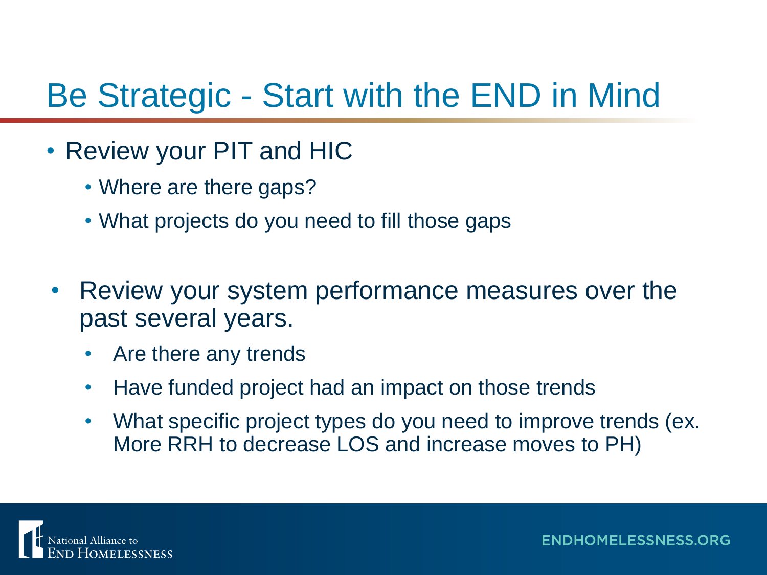# Be Strategic - Start with the END in Mind

- Review your PIT and HIC
  - Where are there gaps?
  - What projects do you need to fill those gaps

- Review your system performance measures over the past several years.
  - Are there any trends
  - Have funded project had an impact on those trends
  - What specific project types do you need to improve trends (ex. More RRH to decrease LOS and increase moves to PH)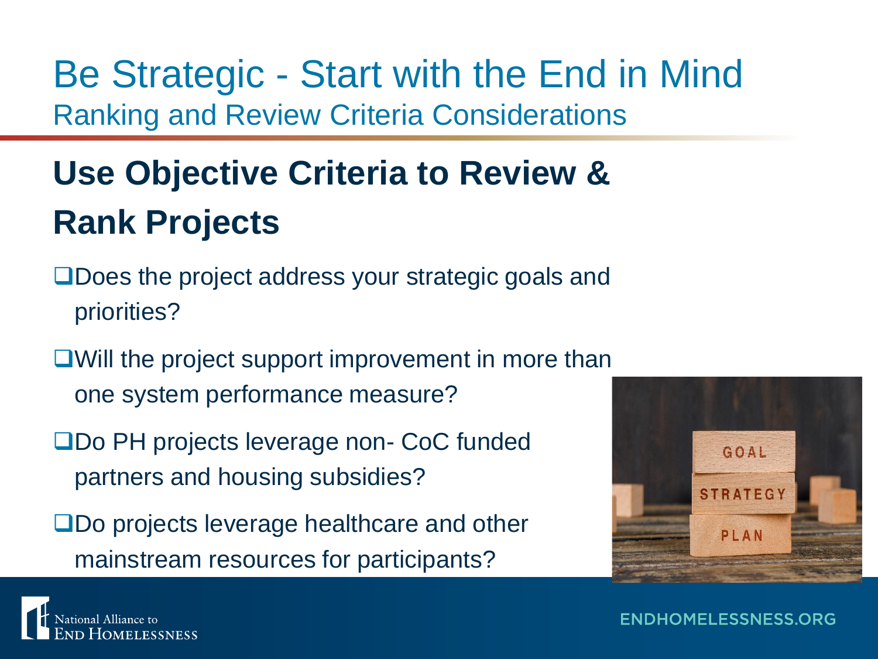# Be Strategic - Start with the End in Mind

## Ranking and Review Criteria Considerations

## Use Objective Criteria to Review & Rank Projects

- ❑ Does the project address your strategic goals and priorities?
- ❑ Will the project support improvement in more than one system performance measure?
- ❑ Do PH projects leverage non- CoC funded partners and housing subsidies?
- ❑ Do projects leverage healthcare and other mainstream resources for participants?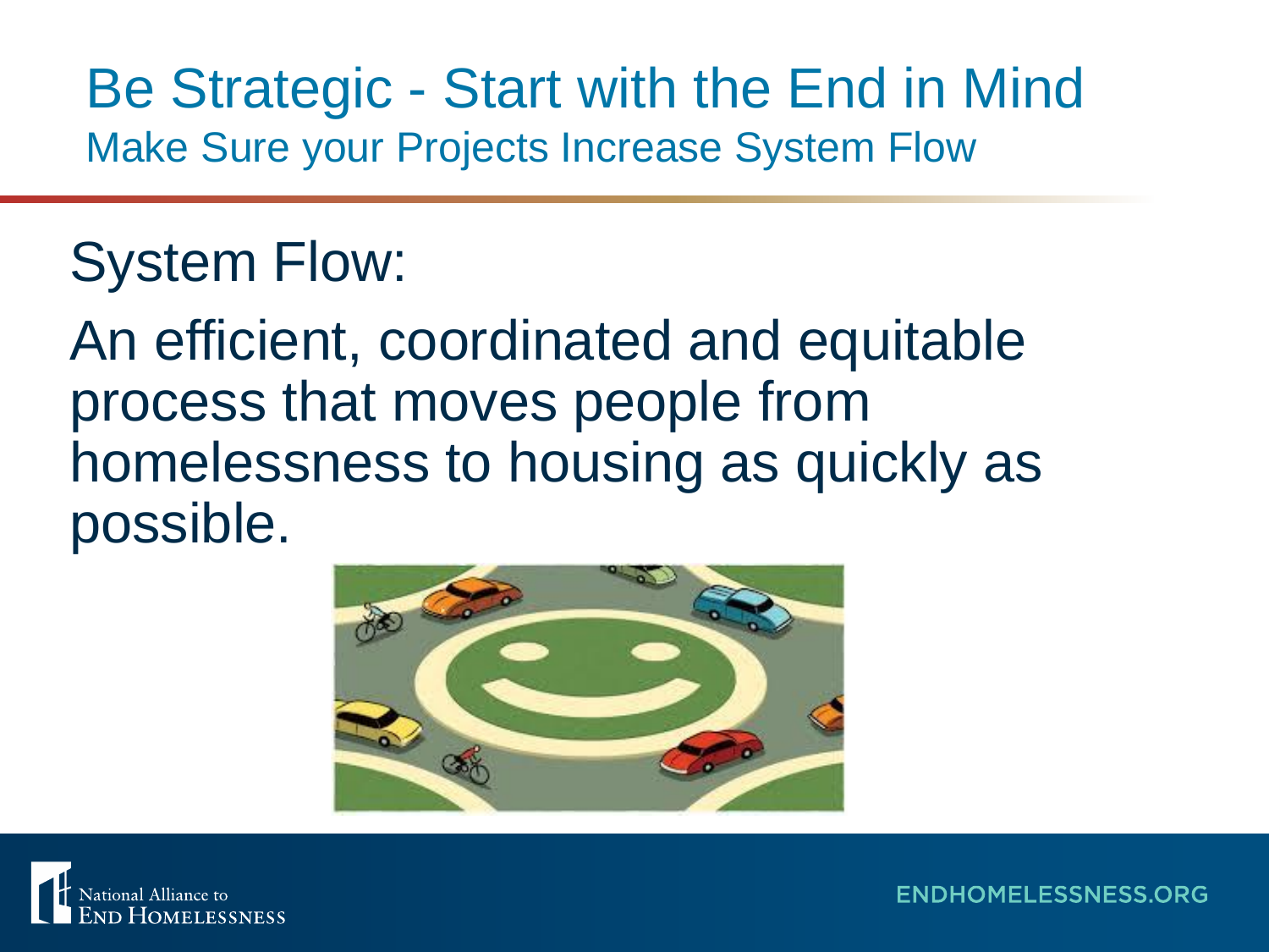# Be Strategic - Start with the End in Mind

## Make Sure your Projects Increase System Flow

System Flow:

An efficient, coordinated and equitable process that moves people from homelessness to housing as quickly as possible.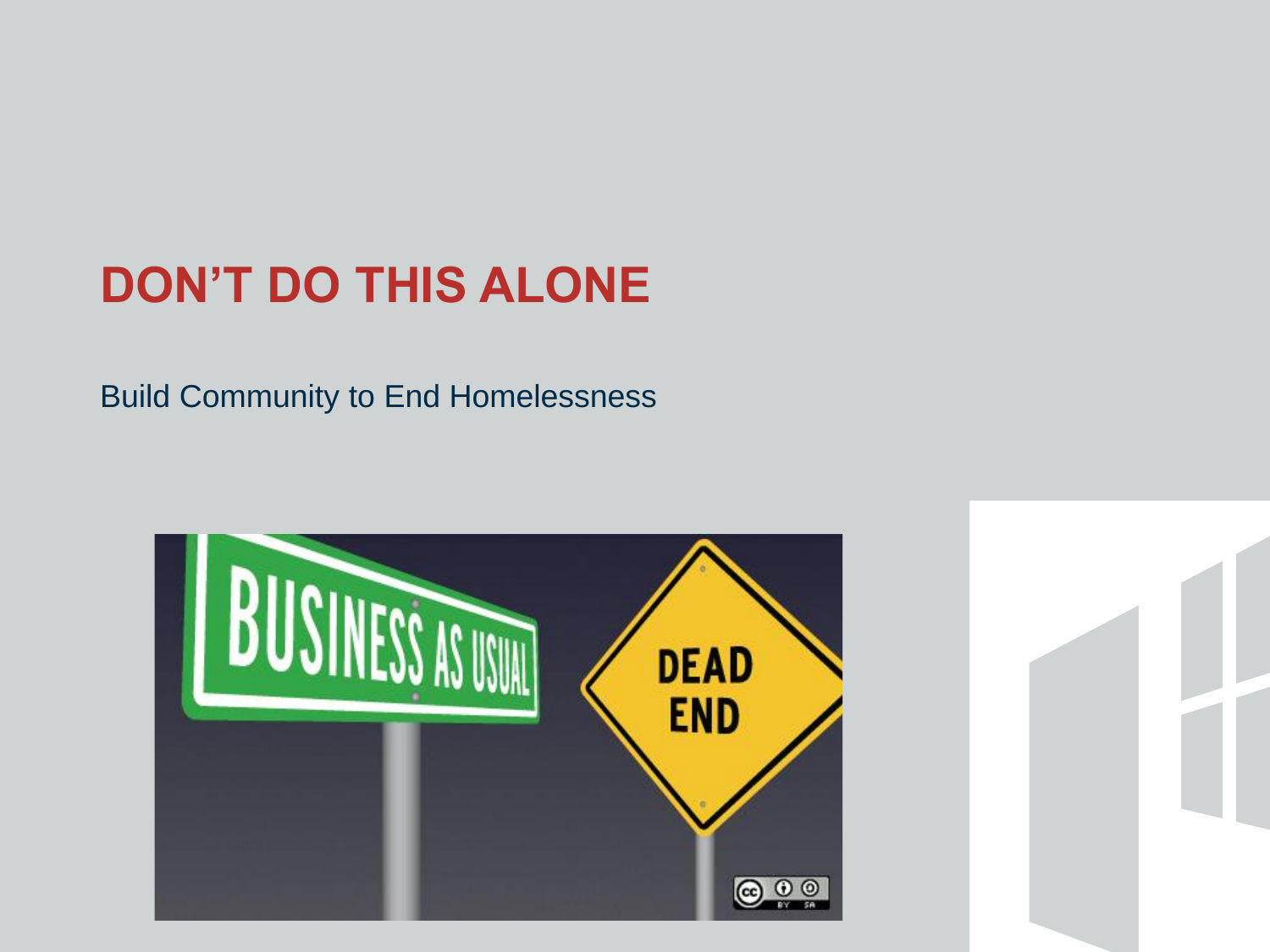# DON'T DO THIS ALONE

Build Community to End Homelessness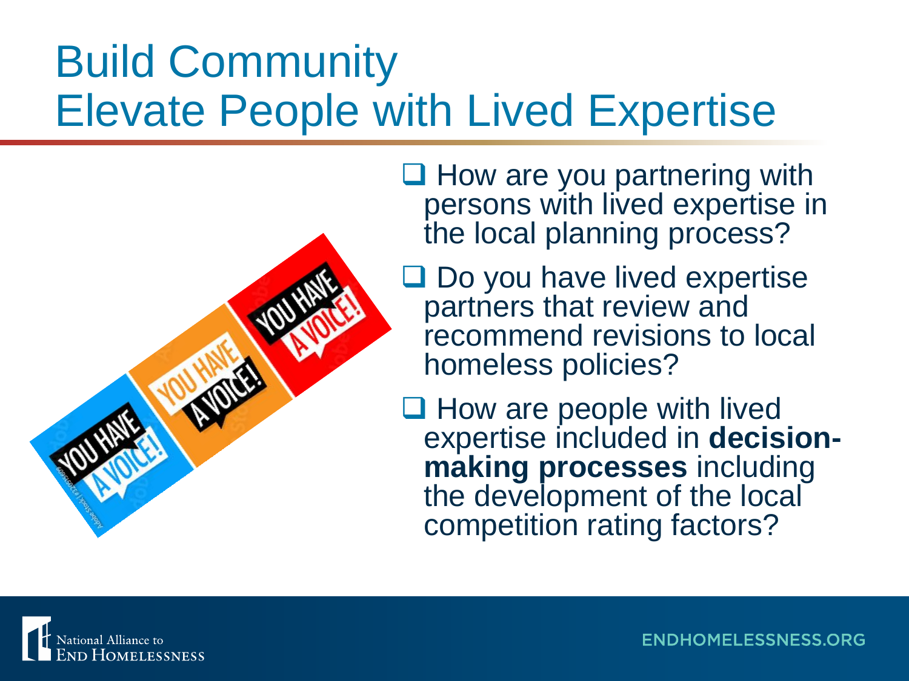# Build Community
# Elevate People with Lived Expertise

- ❑ How are you partnering with persons with lived expertise in the local planning process?
- ❑ Do you have lived expertise partners that review and recommend revisions to local homeless policies?
- ❑ How are people with lived expertise included in **decision-making processes** including the development of the local competition rating factors?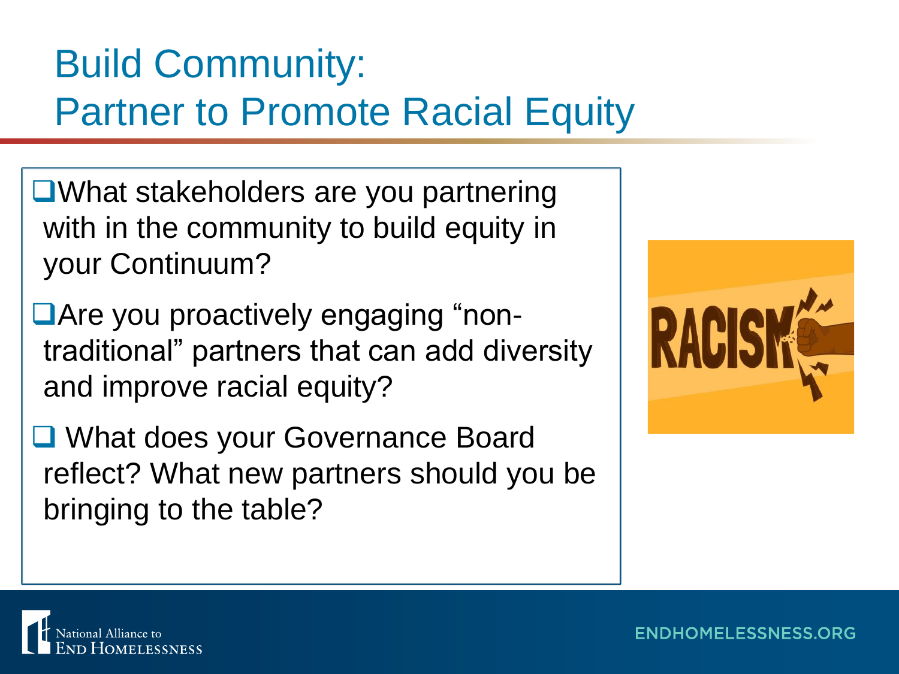# Build Community: Partner to Promote Racial Equity

- What stakeholders are you partnering with in the community to build equity in your Continuum?
- Are you proactively engaging "non-traditional" partners that can add diversity and improve racial equity?
- What does your Governance Board reflect? What new partners should you be bringing to the table?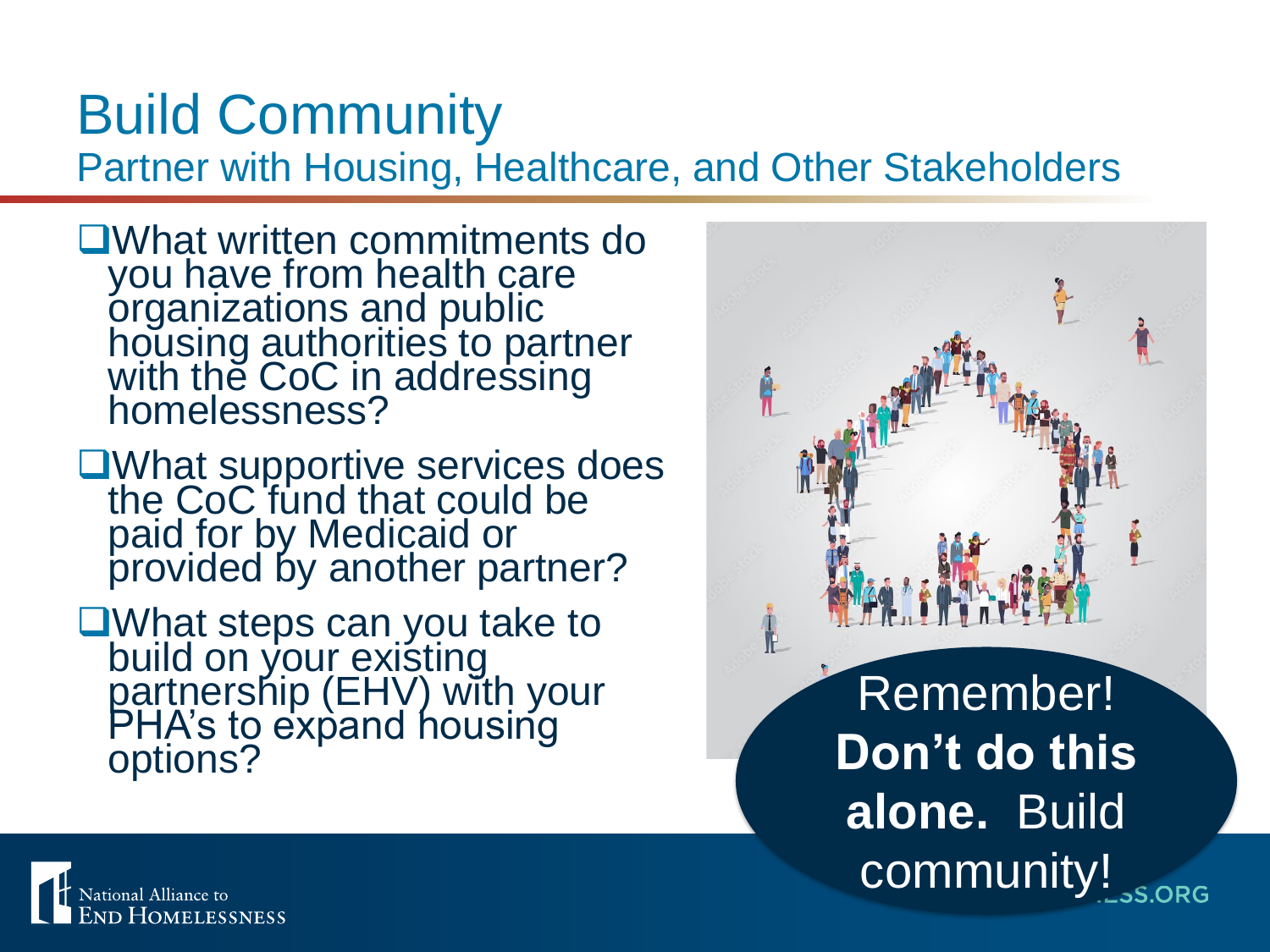# Build Community

## Partner with Housing, Healthcare, and Other Stakeholders

- ❑ What written commitments do you have from health care organizations and public housing authorities to partner with the CoC in addressing homelessness?
- ❑ What supportive services does the CoC fund that could be paid for by Medicaid or provided by another partner?
- ❑ What steps can you take to build on your existing partnership (EHV) with your PHA's to expand housing options?

Remember! **Don't do this alone.** Build community!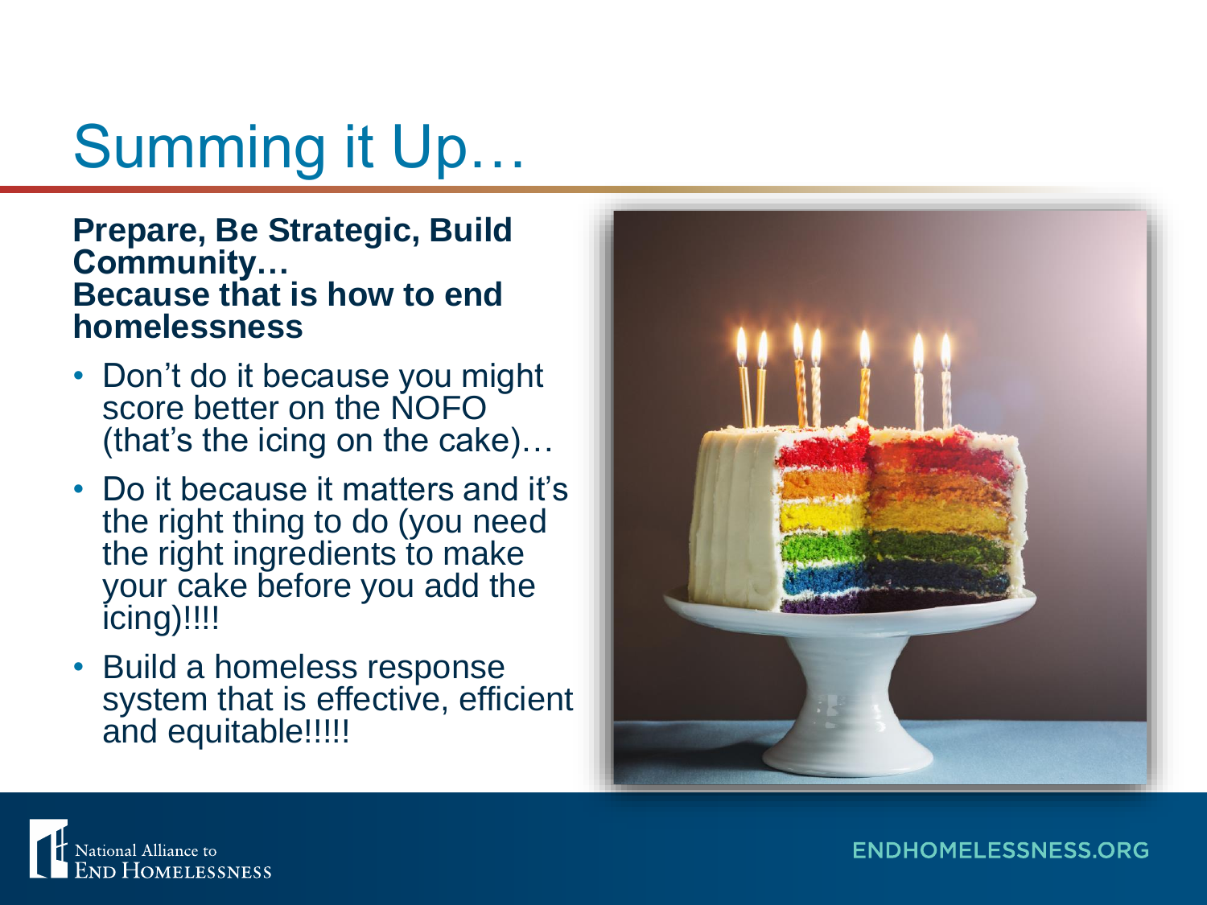# Summing it Up…

**Prepare, Be Strategic, Build Community…**
**Because that is how to end homelessness**

- Don't do it because you might score better on the NOFO (that's the icing on the cake)…
- Do it because it matters and it's the right thing to do (you need the right ingredients to make your cake before you add the icing)!!!!
- Build a homeless response system that is effective, efficient and equitable!!!!!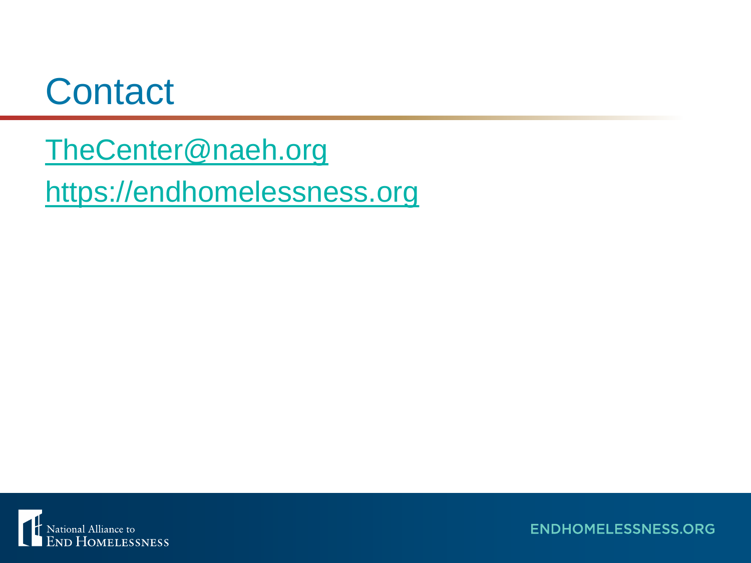# Contact

TheCenter@naeh.org

https://endhomelessness.org